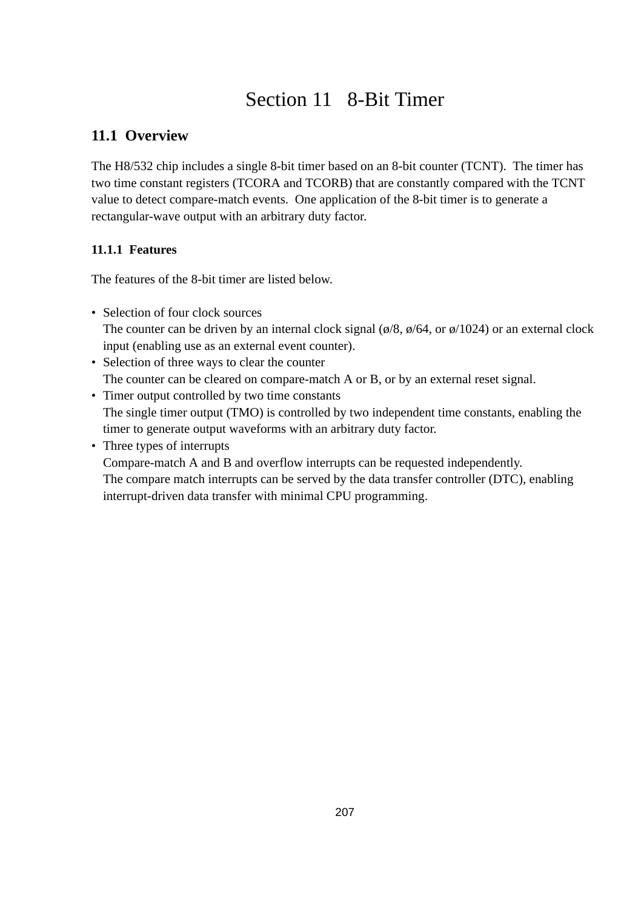# Section 11 8-Bit Timer

## 11.1 Overview

The H8/532 chip includes a single 8-bit timer based on an 8-bit counter (TCNT). The timer has two time constant registers (TCORA and TCORB) that are constantly compared with the TCNT value to detect compare-match events. One application of the 8-bit timer is to generate a rectangular-wave output with an arbitrary duty factor.

### 11.1.1 Features

The features of the 8-bit timer are listed below.

- Selection of four clock sources
  The counter can be driven by an internal clock signal (ø/8, ø/64, or ø/1024) or an external clock input (enabling use as an external event counter).
- Selection of three ways to clear the counter
  The counter can be cleared on compare-match A or B, or by an external reset signal.
- Timer output controlled by two time constants
  The single timer output (TMO) is controlled by two independent time constants, enabling the timer to generate output waveforms with an arbitrary duty factor.
- Three types of interrupts
  Compare-match A and B and overflow interrupts can be requested independently.
  The compare match interrupts can be served by the data transfer controller (DTC), enabling interrupt-driven data transfer with minimal CPU programming.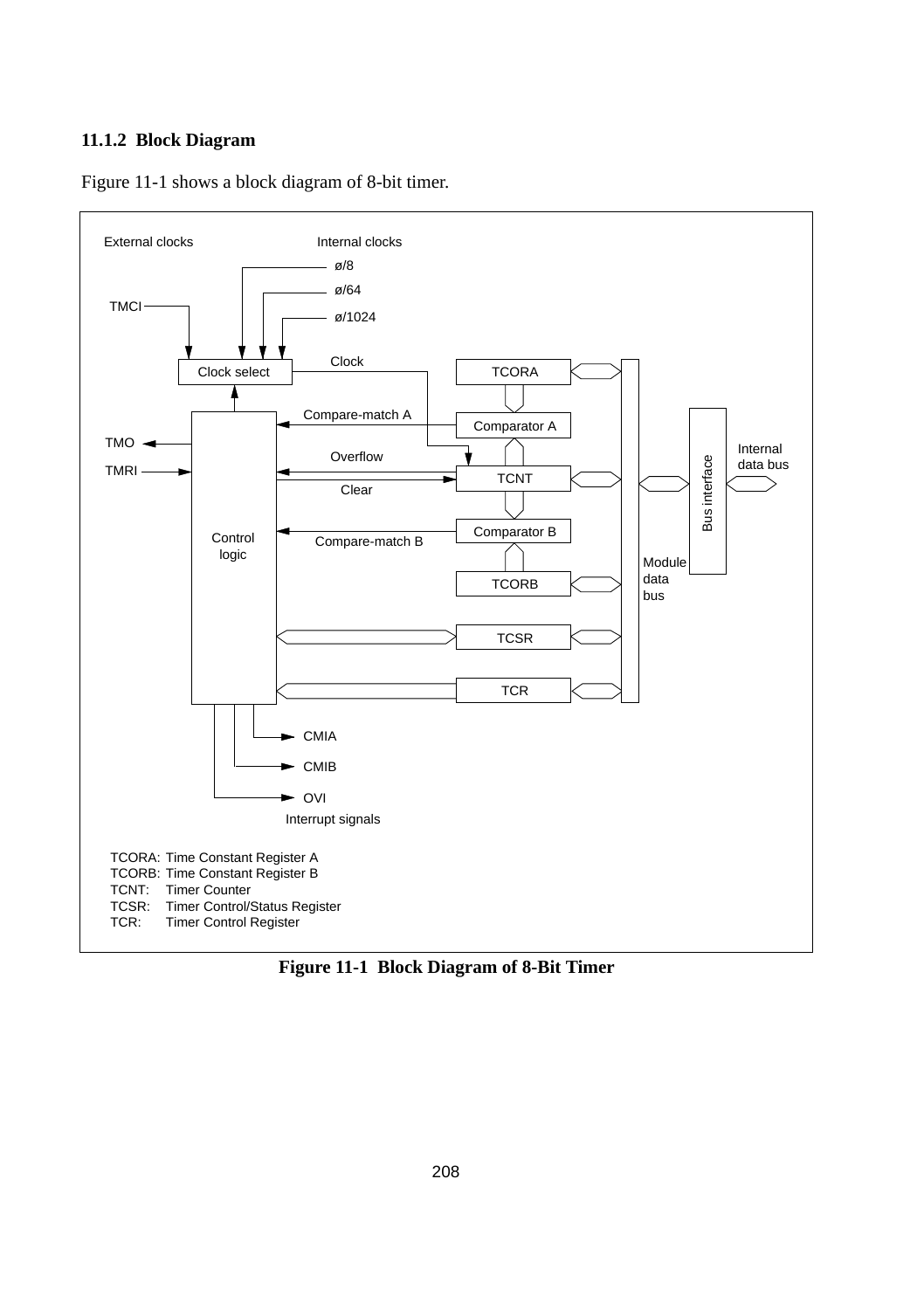### 11.1.2 Block Diagram

Figure 11-1 shows a block diagram of 8-bit timer.

External clocks — Internal clocks: ø/8, ø/64, ø/1024

TMCI

Clock select — Clock

TCORA

Compare-match A

Comparator A

TMO

Overflow

TMRI

TCNT

Clear

Comparator B

Compare-match B

Control logic

TCORB

Module data bus

Bus interface

Internal data bus

TCSR

TCR

CMIA

CMIB

OVI

Interrupt signals

TCORA: Time Constant Register A
TCORB: Time Constant Register B
TCNT: Timer Counter
TCSR: Timer Control/Status Register
TCR: Timer Control Register

**Figure 11-1 Block Diagram of 8-Bit Timer**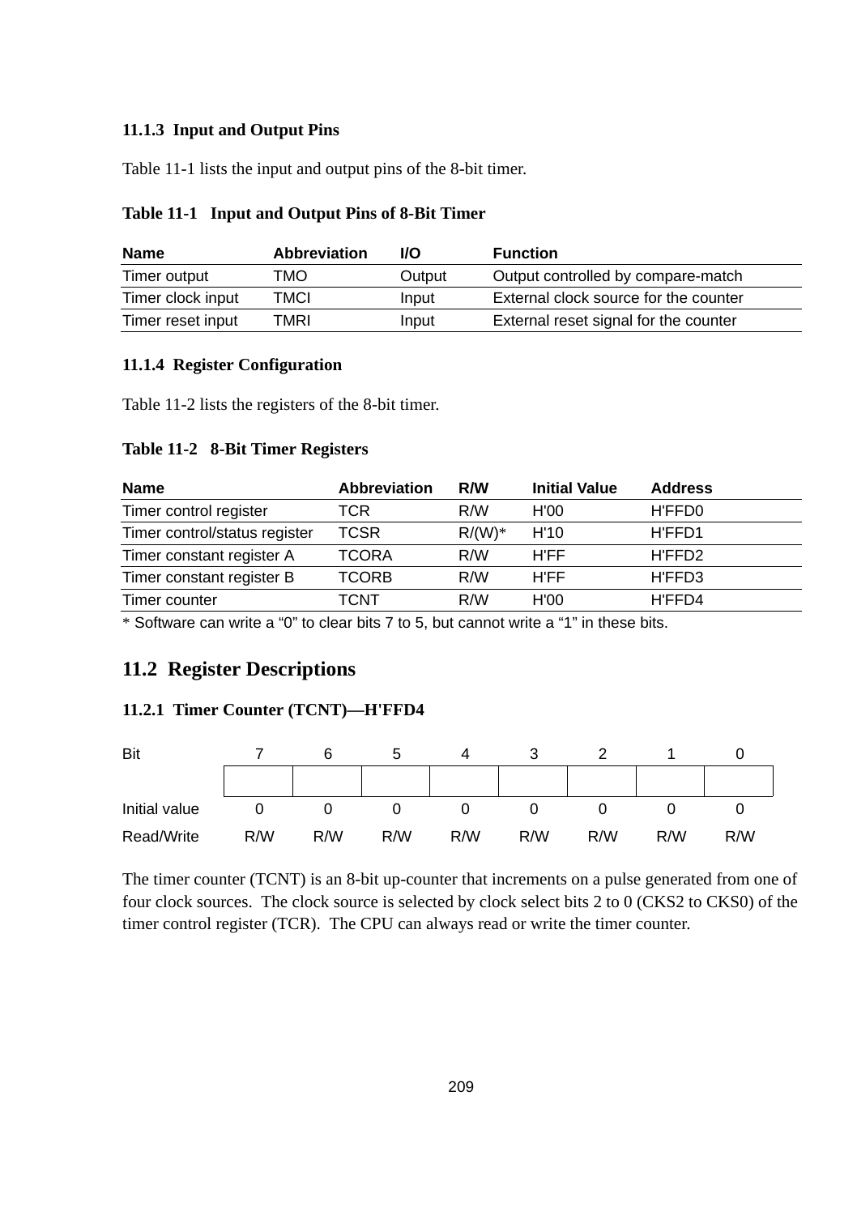### 11.1.3 Input and Output Pins

Table 11-1 lists the input and output pins of the 8-bit timer.

**Table 11-1 Input and Output Pins of 8-Bit Timer**

| Name | Abbreviation | I/O | Function |
|---|---|---|---|
| Timer output | TMO | Output | Output controlled by compare-match |
| Timer clock input | TMCI | Input | External clock source for the counter |
| Timer reset input | TMRI | Input | External reset signal for the counter |

### 11.1.4 Register Configuration

Table 11-2 lists the registers of the 8-bit timer.

**Table 11-2 8-Bit Timer Registers**

| Name | Abbreviation | R/W | Initial Value | Address |
|---|---|---|---|---|
| Timer control register | TCR | R/W | H'00 | H'FFD0 |
| Timer control/status register | TCSR | R/(W)* | H'10 | H'FFD1 |
| Timer constant register A | TCORA | R/W | H'FF | H'FFD2 |
| Timer constant register B | TCORB | R/W | H'FF | H'FFD3 |
| Timer counter | TCNT | R/W | H'00 | H'FFD4 |

* Software can write a “0” to clear bits 7 to 5, but cannot write a “1” in these bits.

## 11.2 Register Descriptions

### 11.2.1 Timer Counter (TCNT)—H'FFD4

| Bit | 7 | 6 | 5 | 4 | 3 | 2 | 1 | 0 |
|---|---|---|---|---|---|---|---|---|
| | | | | | | | | |
| Initial value | 0 | 0 | 0 | 0 | 0 | 0 | 0 | 0 |
| Read/Write | R/W | R/W | R/W | R/W | R/W | R/W | R/W | R/W |

The timer counter (TCNT) is an 8-bit up-counter that increments on a pulse generated from one of four clock sources. The clock source is selected by clock select bits 2 to 0 (CKS2 to CKS0) of the timer control register (TCR). The CPU can always read or write the timer counter.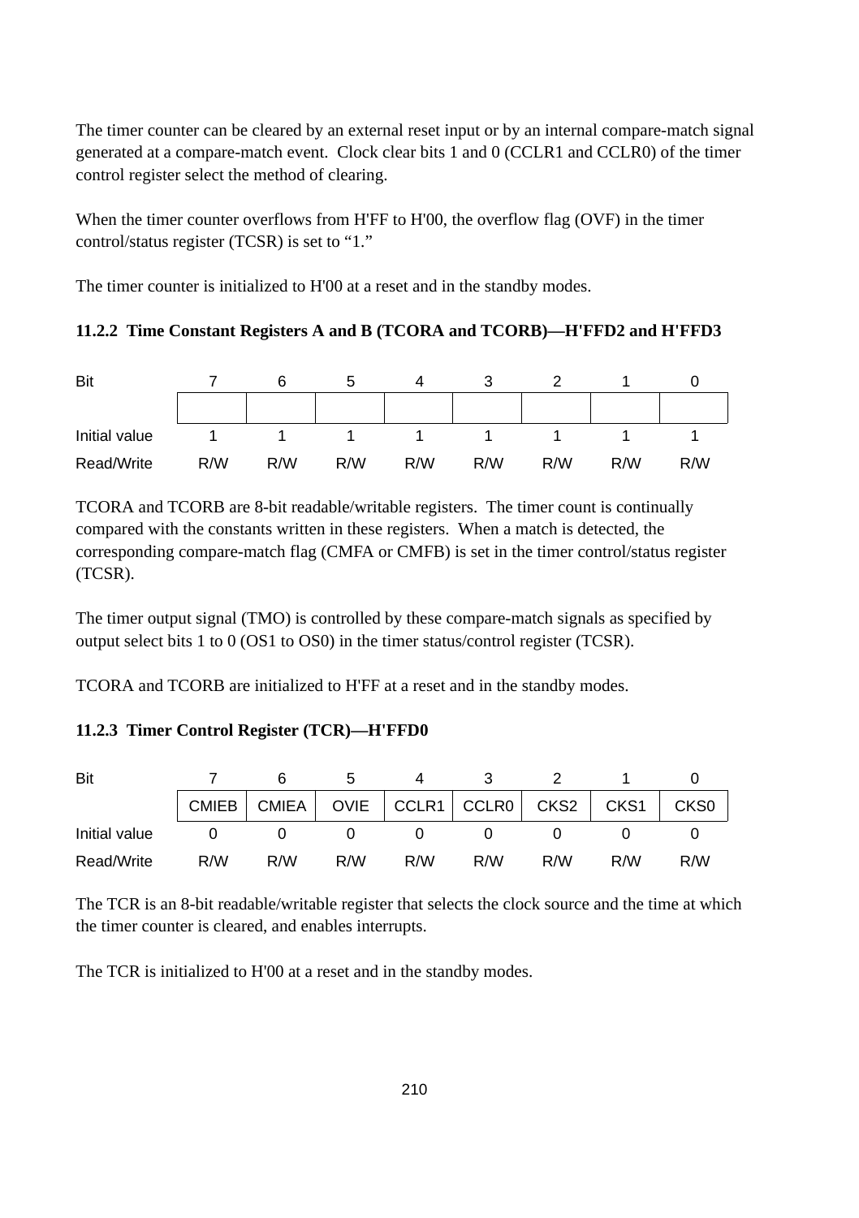The timer counter can be cleared by an external reset input or by an internal compare-match signal generated at a compare-match event.  Clock clear bits 1 and 0 (CCLR1 and CCLR0) of the timer control register select the method of clearing.

When the timer counter overflows from H'FF to H'00, the overflow flag (OVF) in the timer control/status register (TCSR) is set to "1."

The timer counter is initialized to H'00 at a reset and in the standby modes.

### 11.2.2  Time Constant Registers A and B (TCORA and TCORB)—H'FFD2 and H'FFD3

| Bit | 7 | 6 | 5 | 4 | 3 | 2 | 1 | 0 |
|---|---|---|---|---|---|---|---|---|
| | | | | | | | | |
| Initial value | 1 | 1 | 1 | 1 | 1 | 1 | 1 | 1 |
| Read/Write | R/W | R/W | R/W | R/W | R/W | R/W | R/W | R/W |

TCORA and TCORB are 8-bit readable/writable registers.  The timer count is continually compared with the constants written in these registers.  When a match is detected, the corresponding compare-match flag (CMFA or CMFB) is set in the timer control/status register (TCSR).

The timer output signal (TMO) is controlled by these compare-match signals as specified by output select bits 1 to 0 (OS1 to OS0) in the timer status/control register (TCSR).

TCORA and TCORB are initialized to H'FF at a reset and in the standby modes.

### 11.2.3  Timer Control Register (TCR)—H'FFD0

| Bit | 7 | 6 | 5 | 4 | 3 | 2 | 1 | 0 |
|---|---|---|---|---|---|---|---|---|
| | CMIEB | CMIEA | OVIE | CCLR1 | CCLR0 | CKS2 | CKS1 | CKS0 |
| Initial value | 0 | 0 | 0 | 0 | 0 | 0 | 0 | 0 |
| Read/Write | R/W | R/W | R/W | R/W | R/W | R/W | R/W | R/W |

The TCR is an 8-bit readable/writable register that selects the clock source and the time at which the timer counter is cleared, and enables interrupts.

The TCR is initialized to H'00 at a reset and in the standby modes.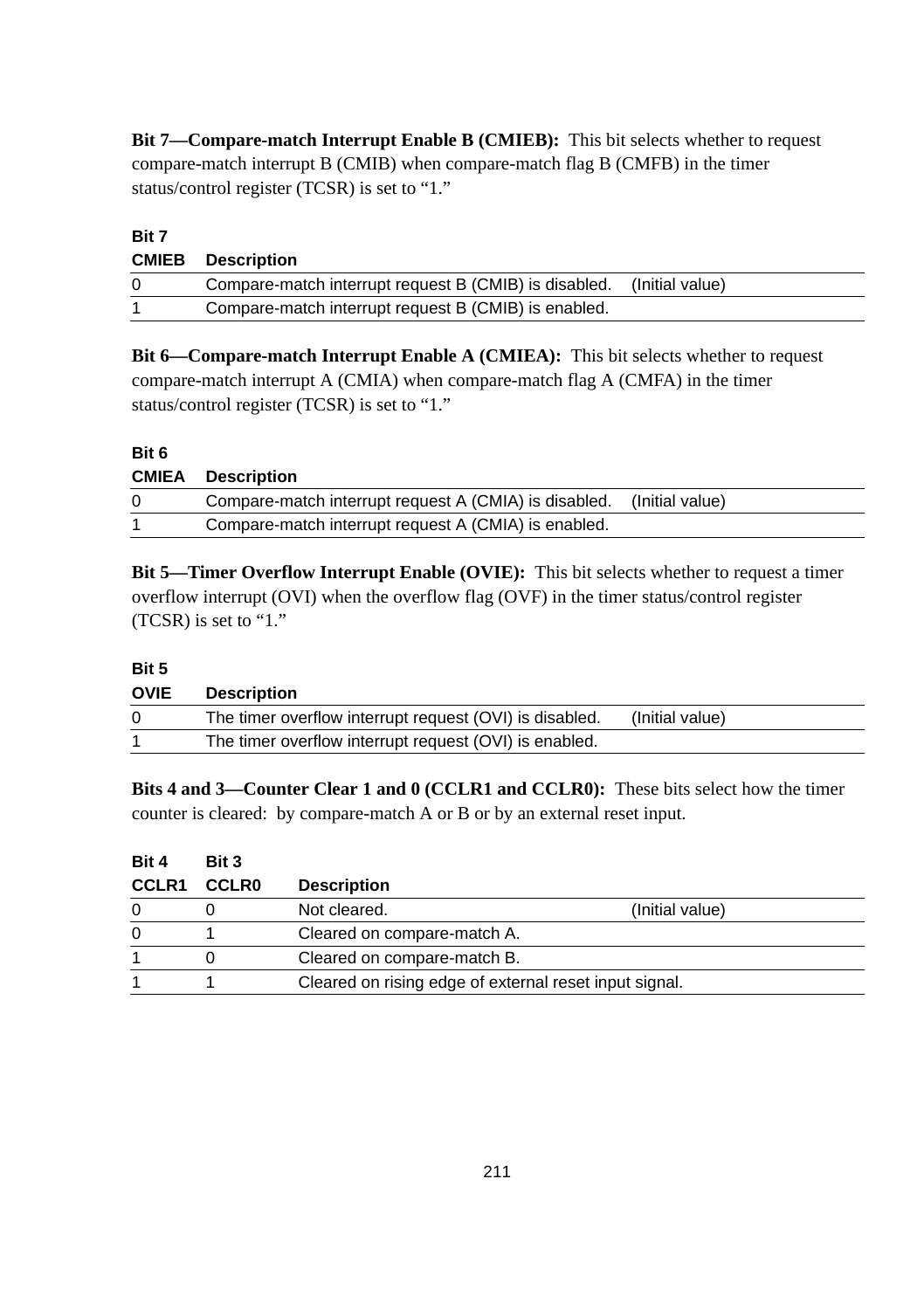**Bit 7—Compare-match Interrupt Enable B (CMIEB):** This bit selects whether to request compare-match interrupt B (CMIB) when compare-match flag B (CMFB) in the timer status/control register (TCSR) is set to "1."

| Bit 7 CMIEB | Description | |
|---|---|---|
| 0 | Compare-match interrupt request B (CMIB) is disabled. | (Initial value) |
| 1 | Compare-match interrupt request B (CMIB) is enabled. | |

**Bit 6—Compare-match Interrupt Enable A (CMIEA):** This bit selects whether to request compare-match interrupt A (CMIA) when compare-match flag A (CMFA) in the timer status/control register (TCSR) is set to "1."

| Bit 6 CMIEA | Description | |
|---|---|---|
| 0 | Compare-match interrupt request A (CMIA) is disabled. | (Initial value) |
| 1 | Compare-match interrupt request A (CMIA) is enabled. | |

**Bit 5—Timer Overflow Interrupt Enable (OVIE):** This bit selects whether to request a timer overflow interrupt (OVI) when the overflow flag (OVF) in the timer status/control register (TCSR) is set to "1."

| Bit 5 OVIE | Description | |
|---|---|---|
| 0 | The timer overflow interrupt request (OVI) is disabled. | (Initial value) |
| 1 | The timer overflow interrupt request (OVI) is enabled. | |

**Bits 4 and 3—Counter Clear 1 and 0 (CCLR1 and CCLR0):** These bits select how the timer counter is cleared: by compare-match A or B or by an external reset input.

| Bit 4 CCLR1 | Bit 3 CCLR0 | Description | |
|---|---|---|---|
| 0 | 0 | Not cleared. | (Initial value) |
| 0 | 1 | Cleared on compare-match A. | |
| 1 | 0 | Cleared on compare-match B. | |
| 1 | 1 | Cleared on rising edge of external reset input signal. | |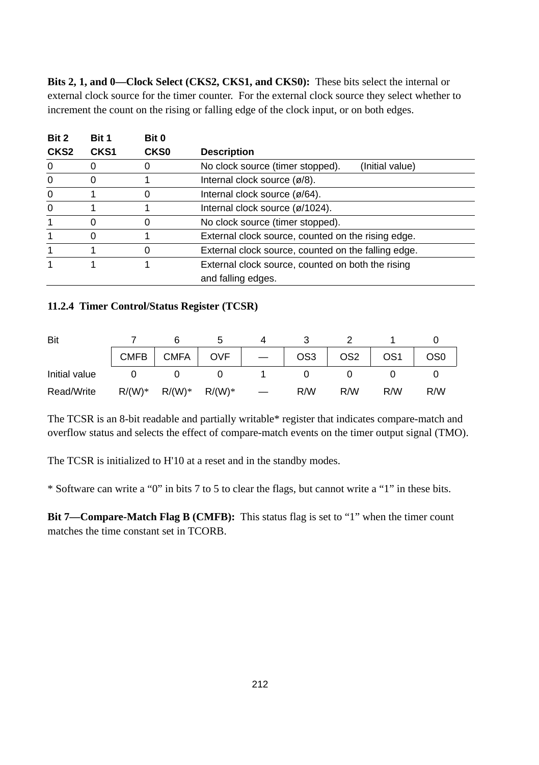**Bits 2, 1, and 0—Clock Select (CKS2, CKS1, and CKS0):** These bits select the internal or external clock source for the timer counter. For the external clock source they select whether to increment the count on the rising or falling edge of the clock input, or on both edges.

| Bit 2 CKS2 | Bit 1 CKS1 | Bit 0 CKS0 | Description |
|---|---|---|---|
| 0 | 0 | 0 | No clock source (timer stopped). (Initial value) |
| 0 | 0 | 1 | Internal clock source (ø/8). |
| 0 | 1 | 0 | Internal clock source (ø/64). |
| 0 | 1 | 1 | Internal clock source (ø/1024). |
| 1 | 0 | 0 | No clock source (timer stopped). |
| 1 | 0 | 1 | External clock source, counted on the rising edge. |
| 1 | 1 | 0 | External clock source, counted on the falling edge. |
| 1 | 1 | 1 | External clock source, counted on both the rising and falling edges. |

### 11.2.4 Timer Control/Status Register (TCSR)

| Bit | 7 | 6 | 5 | 4 | 3 | 2 | 1 | 0 |
|---|---|---|---|---|---|---|---|---|
| | CMFB | CMFA | OVF | — | OS3 | OS2 | OS1 | OS0 |
| Initial value | 0 | 0 | 0 | 1 | 0 | 0 | 0 | 0 |
| Read/Write | R/(W)* | R/(W)* | R/(W)* | — | R/W | R/W | R/W | R/W |

The TCSR is an 8-bit readable and partially writable* register that indicates compare-match and overflow status and selects the effect of compare-match events on the timer output signal (TMO).

The TCSR is initialized to H'10 at a reset and in the standby modes.

* Software can write a “0” in bits 7 to 5 to clear the flags, but cannot write a “1” in these bits.

**Bit 7—Compare-Match Flag B (CMFB):** This status flag is set to “1” when the timer count matches the time constant set in TCORB.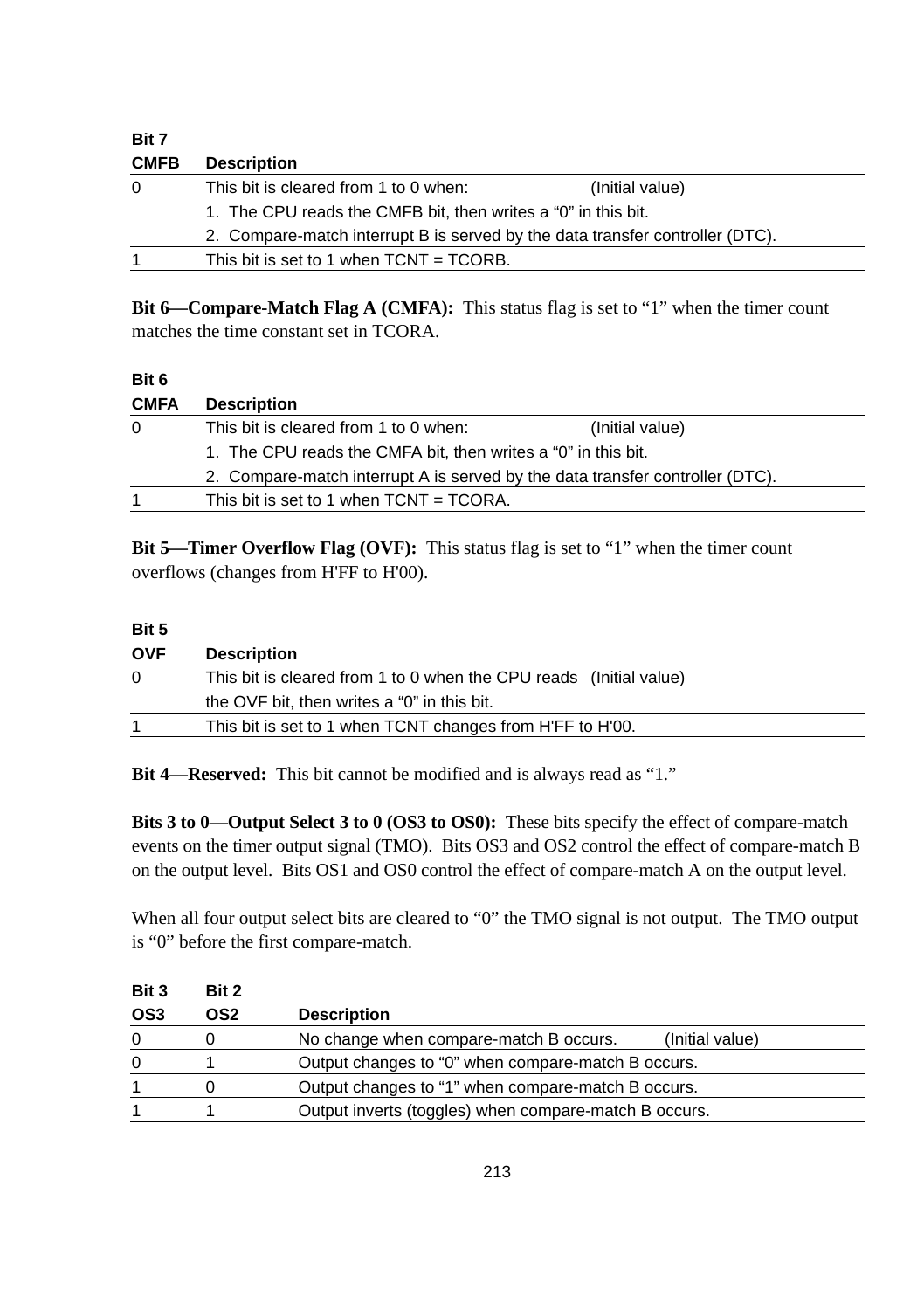| Bit 7 CMFB | Description | |
|---|---|---|
| 0 | This bit is cleared from 1 to 0 when: 1. The CPU reads the CMFB bit, then writes a “0” in this bit. 2. Compare-match interrupt B is served by the data transfer controller (DTC). | (Initial value) |
| 1 | This bit is set to 1 when TCNT = TCORB. | |

**Bit 6—Compare-Match Flag A (CMFA):** This status flag is set to “1” when the timer count matches the time constant set in TCORA.

| Bit 6 CMFA | Description | |
|---|---|---|
| 0 | This bit is cleared from 1 to 0 when: 1. The CPU reads the CMFA bit, then writes a “0” in this bit. 2. Compare-match interrupt A is served by the data transfer controller (DTC). | (Initial value) |
| 1 | This bit is set to 1 when TCNT = TCORA. | |

**Bit 5—Timer Overflow Flag (OVF):** This status flag is set to “1” when the timer count overflows (changes from H'FF to H'00).

| Bit 5 OVF | Description | |
|---|---|---|
| 0 | This bit is cleared from 1 to 0 when the CPU reads the OVF bit, then writes a “0” in this bit. | (Initial value) |
| 1 | This bit is set to 1 when TCNT changes from H'FF to H'00. | |

**Bit 4—Reserved:** This bit cannot be modified and is always read as “1.”

**Bits 3 to 0—Output Select 3 to 0 (OS3 to OS0):** These bits specify the effect of compare-match events on the timer output signal (TMO). Bits OS3 and OS2 control the effect of compare-match B on the output level. Bits OS1 and OS0 control the effect of compare-match A on the output level.

When all four output select bits are cleared to “0” the TMO signal is not output. The TMO output is “0” before the first compare-match.

| Bit 3 OS3 | Bit 2 OS2 | Description | |
|---|---|---|---|
| 0 | 0 | No change when compare-match B occurs. | (Initial value) |
| 0 | 1 | Output changes to “0” when compare-match B occurs. | |
| 1 | 0 | Output changes to “1” when compare-match B occurs. | |
| 1 | 1 | Output inverts (toggles) when compare-match B occurs. | |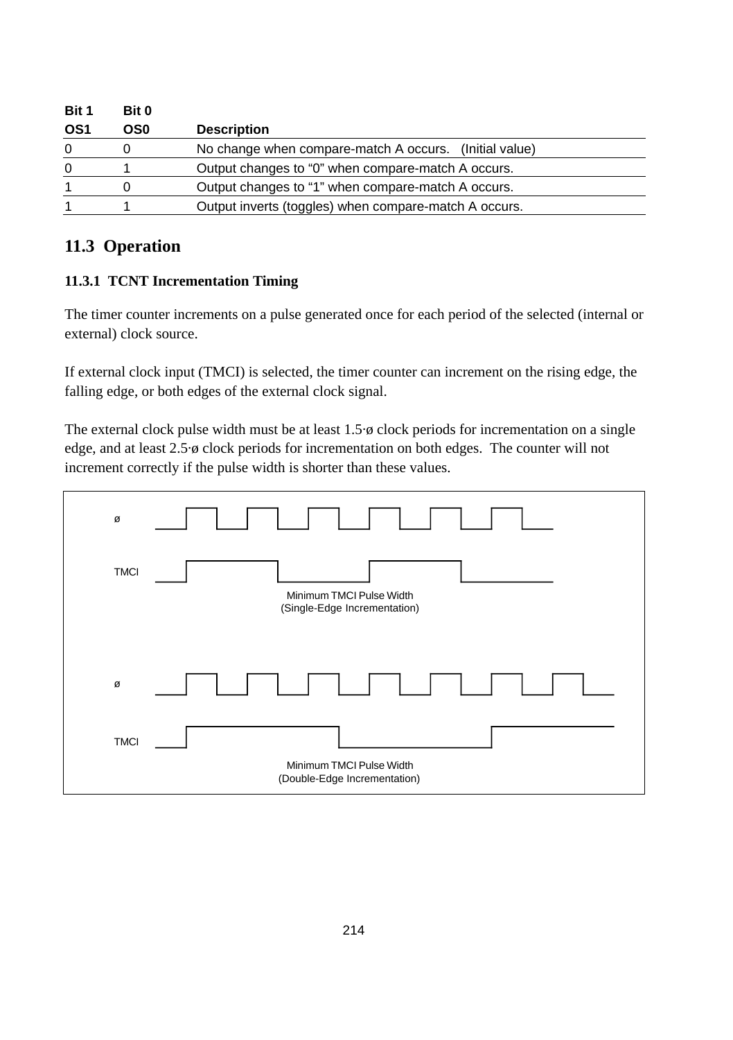| Bit 1 OS1 | Bit 0 OS0 | Description |
|---|---|---|
| 0 | 0 | No change when compare-match A occurs. (Initial value) |
| 0 | 1 | Output changes to “0” when compare-match A occurs. |
| 1 | 0 | Output changes to “1” when compare-match A occurs. |
| 1 | 1 | Output inverts (toggles) when compare-match A occurs. |

## 11.3 Operation

### 11.3.1 TCNT Incrementation Timing

The timer counter increments on a pulse generated once for each period of the selected (internal or external) clock source.

If external clock input (TMCI) is selected, the timer counter can increment on the rising edge, the falling edge, or both edges of the external clock signal.

The external clock pulse width must be at least 1.5·ø clock periods for incrementation on a single edge, and at least 2.5·ø clock periods for incrementation on both edges. The counter will not increment correctly if the pulse width is shorter than these values.

ø

TMCI

Minimum TMCI Pulse Width
(Single-Edge Incrementation)

ø

TMCI

Minimum TMCI Pulse Width
(Double-Edge Incrementation)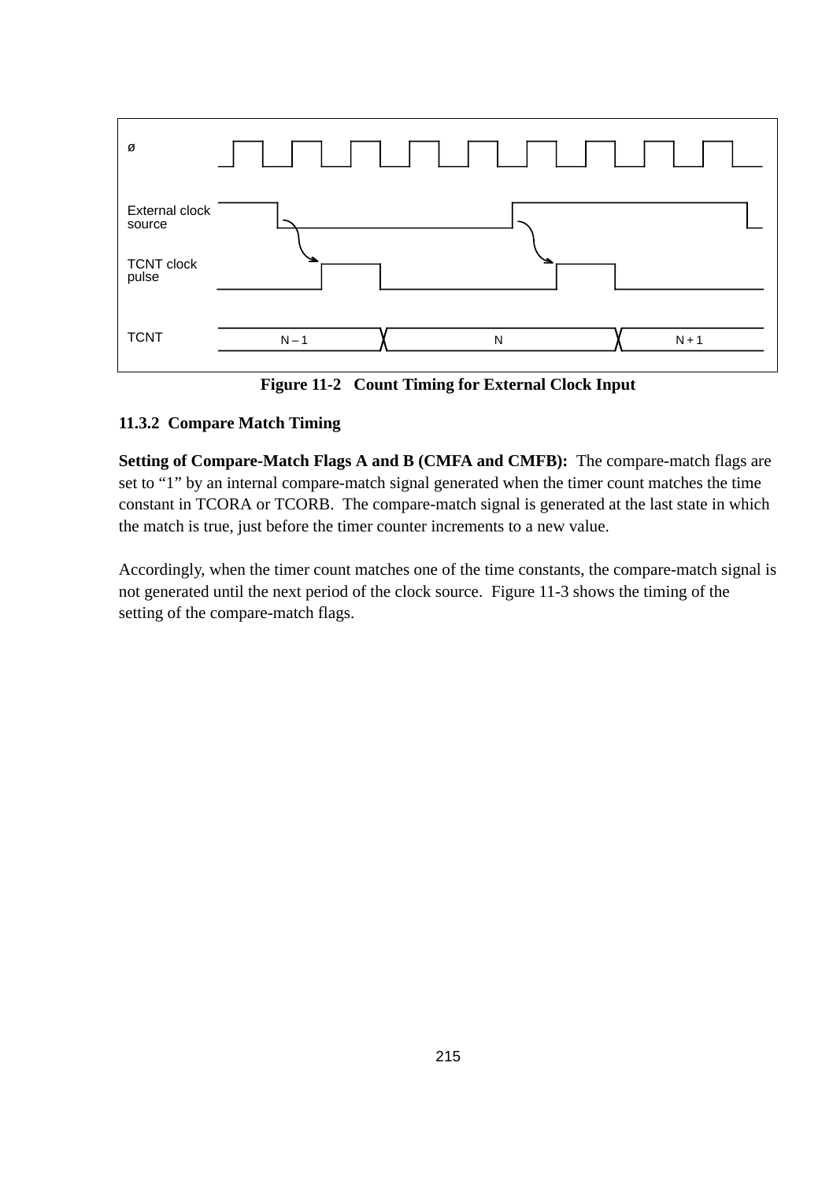ø

External clock source

TCNT clock pulse

TCNT

N – 1 N N + 1

**Figure 11-2 Count Timing for External Clock Input**

### 11.3.2 Compare Match Timing

**Setting of Compare-Match Flags A and B (CMFA and CMFB):** The compare-match flags are set to “1” by an internal compare-match signal generated when the timer count matches the time constant in TCORA or TCORB. The compare-match signal is generated at the last state in which the match is true, just before the timer counter increments to a new value.

Accordingly, when the timer count matches one of the time constants, the compare-match signal is not generated until the next period of the clock source. Figure 11-3 shows the timing of the setting of the compare-match flags.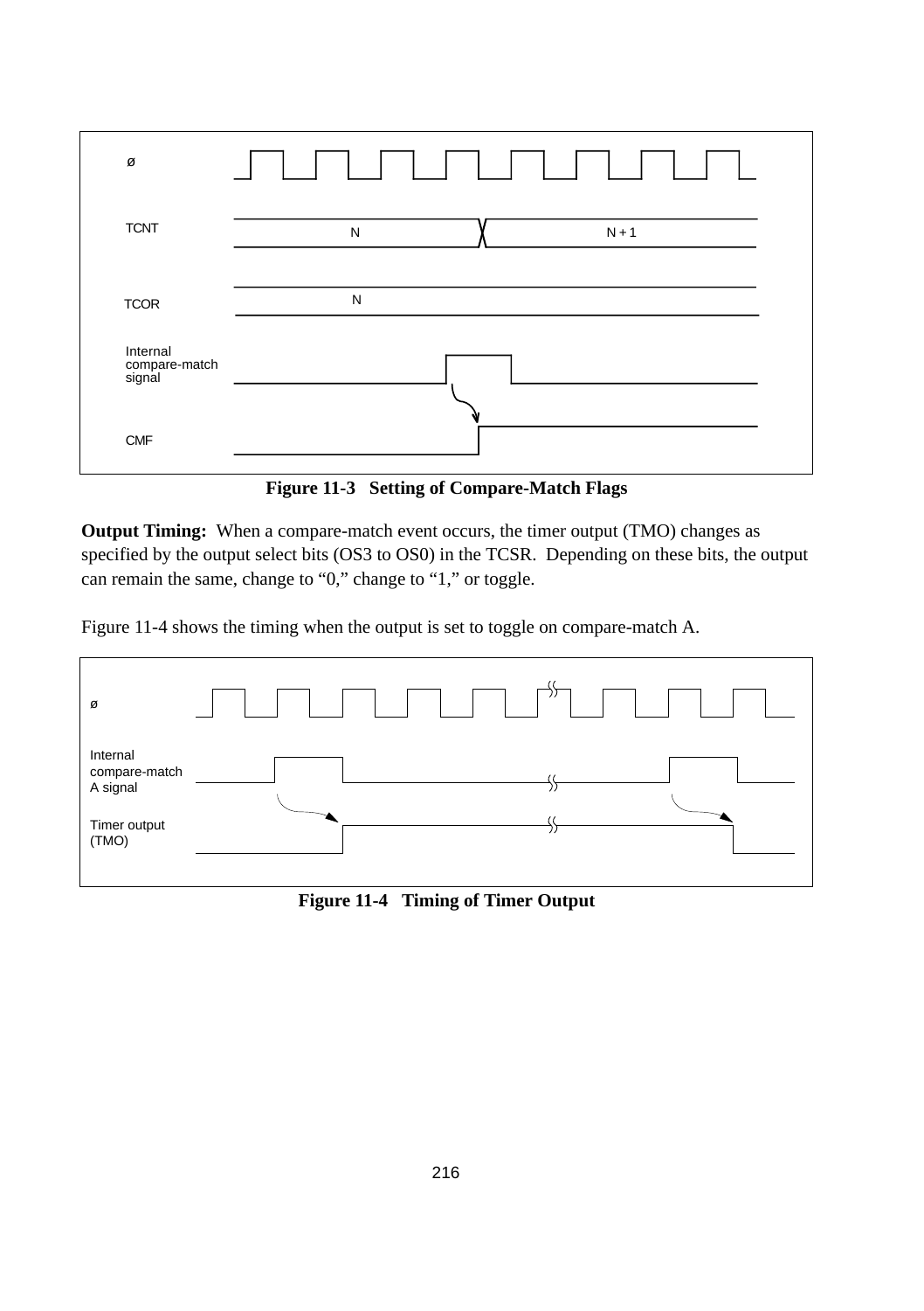**Figure 11-3 Setting of Compare-Match Flags**

**Output Timing:** When a compare-match event occurs, the timer output (TMO) changes as specified by the output select bits (OS3 to OS0) in the TCSR. Depending on these bits, the output can remain the same, change to "0," change to "1," or toggle.

Figure 11-4 shows the timing when the output is set to toggle on compare-match A.

**Figure 11-4 Timing of Timer Output**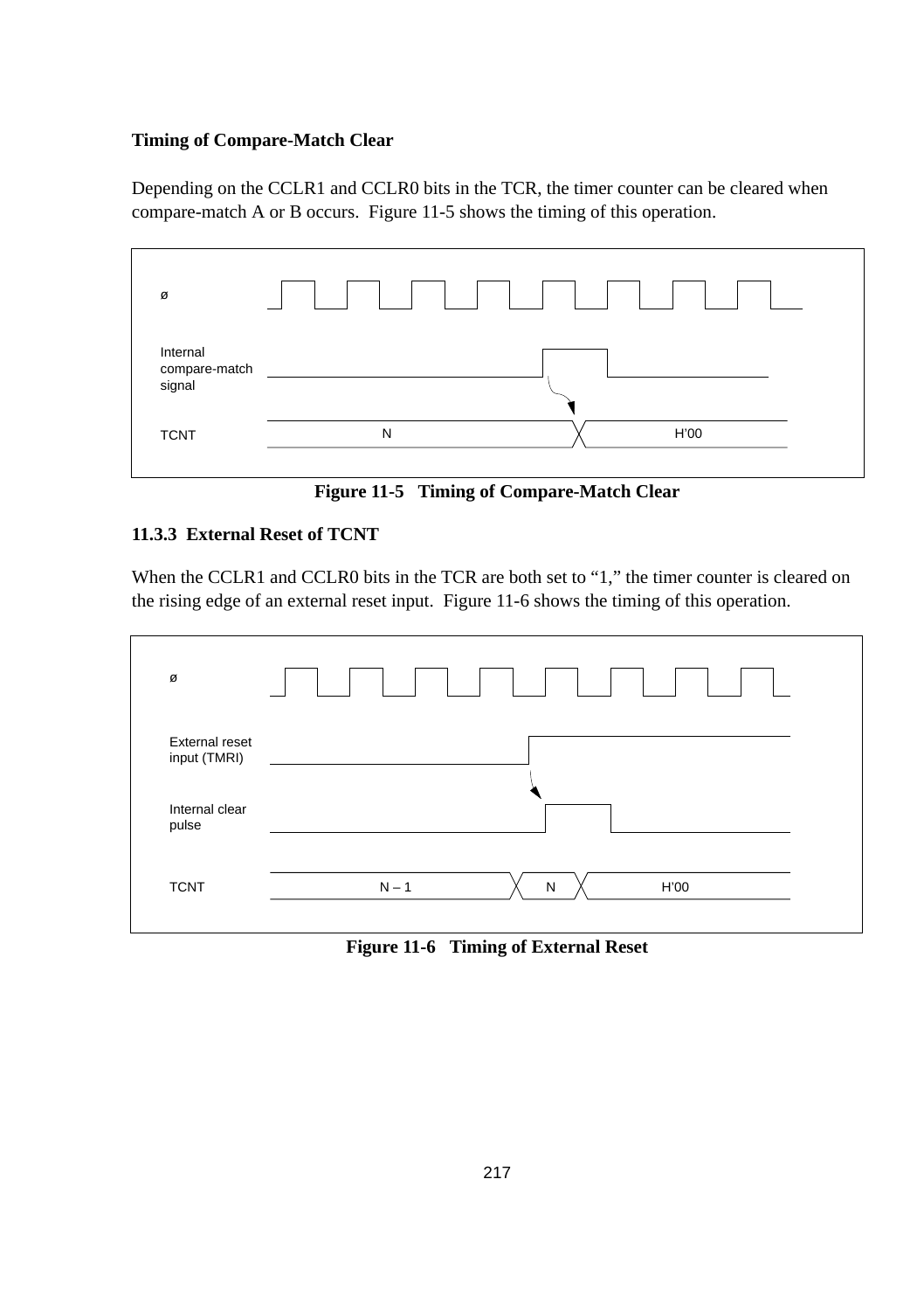**Timing of Compare-Match Clear**

Depending on the CCLR1 and CCLR0 bits in the TCR, the timer counter can be cleared when compare-match A or B occurs. Figure 11-5 shows the timing of this operation.

**Figure 11-5 Timing of Compare-Match Clear**

### 11.3.3 External Reset of TCNT

When the CCLR1 and CCLR0 bits in the TCR are both set to “1,” the timer counter is cleared on the rising edge of an external reset input. Figure 11-6 shows the timing of this operation.

**Figure 11-6 Timing of External Reset**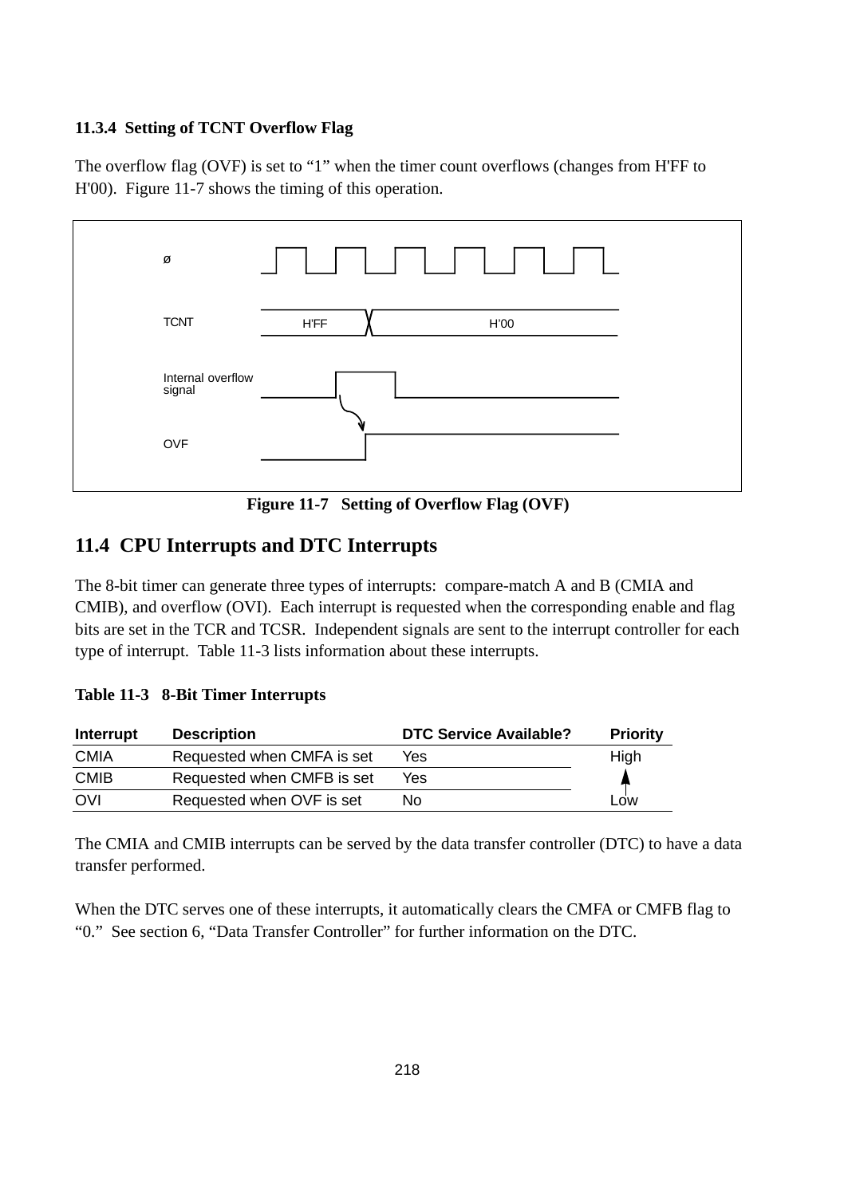### 11.3.4 Setting of TCNT Overflow Flag

The overflow flag (OVF) is set to "1" when the timer count overflows (changes from H'FF to H'00). Figure 11-7 shows the timing of this operation.

**Figure 11-7 Setting of Overflow Flag (OVF)**

## 11.4 CPU Interrupts and DTC Interrupts

The 8-bit timer can generate three types of interrupts: compare-match A and B (CMIA and CMIB), and overflow (OVI). Each interrupt is requested when the corresponding enable and flag bits are set in the TCR and TCSR. Independent signals are sent to the interrupt controller for each type of interrupt. Table 11-3 lists information about these interrupts.

**Table 11-3 8-Bit Timer Interrupts**

| Interrupt | Description | DTC Service Available? | Priority |
|---|---|---|---|
| CMIA | Requested when CMFA is set | Yes | High |
| CMIB | Requested when CMFB is set | Yes | ↑ |
| OVI | Requested when OVF is set | No | Low |

The CMIA and CMIB interrupts can be served by the data transfer controller (DTC) to have a data transfer performed.

When the DTC serves one of these interrupts, it automatically clears the CMFA or CMFB flag to "0." See section 6, "Data Transfer Controller" for further information on the DTC.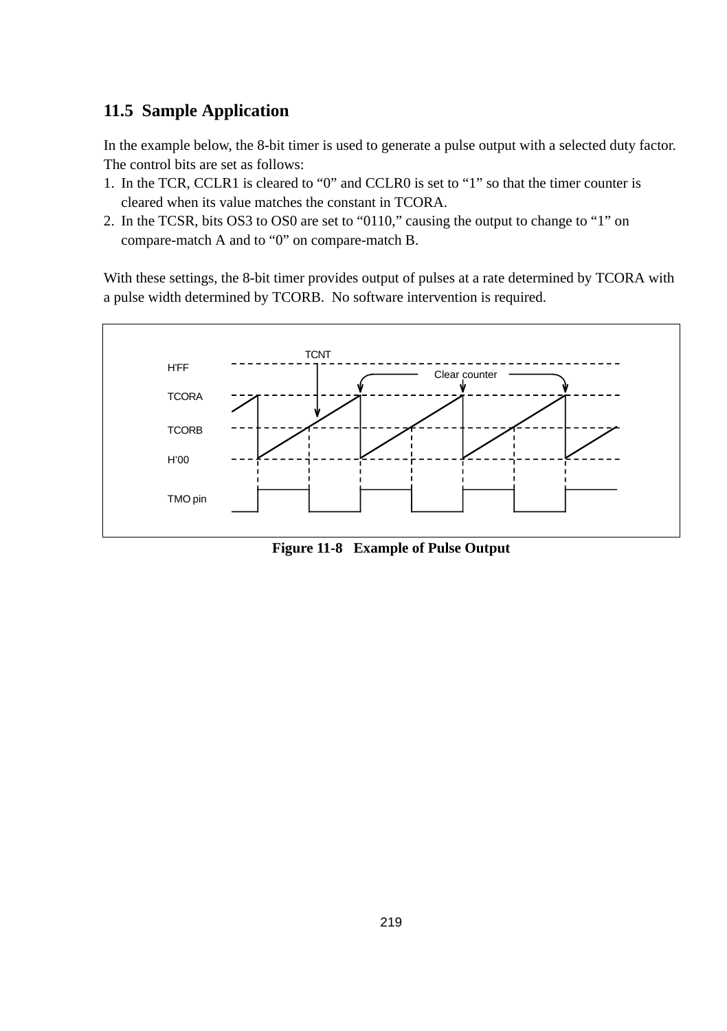## 11.5 Sample Application

In the example below, the 8-bit timer is used to generate a pulse output with a selected duty factor. The control bits are set as follows:

1. In the TCR, CCLR1 is cleared to "0" and CCLR0 is set to "1" so that the timer counter is cleared when its value matches the constant in TCORA.
2. In the TCSR, bits OS3 to OS0 are set to "0110," causing the output to change to "1" on compare-match A and to "0" on compare-match B.

With these settings, the 8-bit timer provides output of pulses at a rate determined by TCORA with a pulse width determined by TCORB. No software intervention is required.

**Figure 11-8 Example of Pulse Output**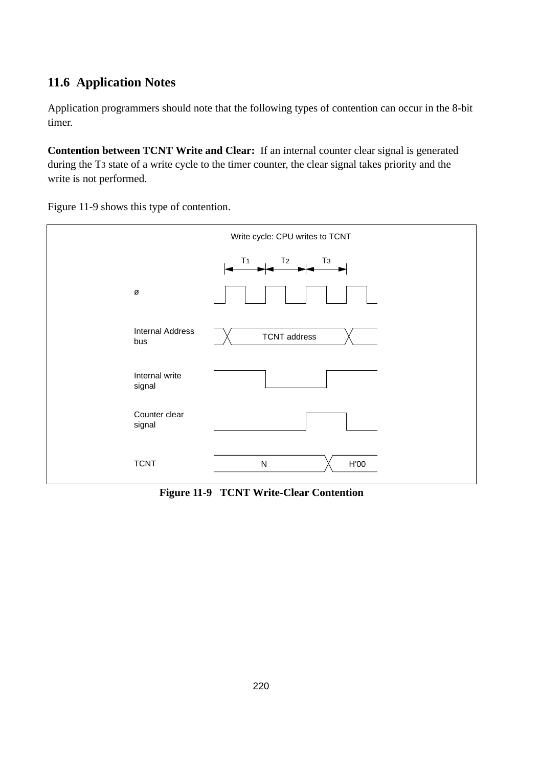## 11.6 Application Notes

Application programmers should note that the following types of contention can occur in the 8-bit timer.

**Contention between TCNT Write and Clear:** If an internal counter clear signal is generated during the $T_3$ state of a write cycle to the timer counter, the clear signal takes priority and the write is not performed.

Figure 11-9 shows this type of contention.

**Figure 11-9 TCNT Write-Clear Contention**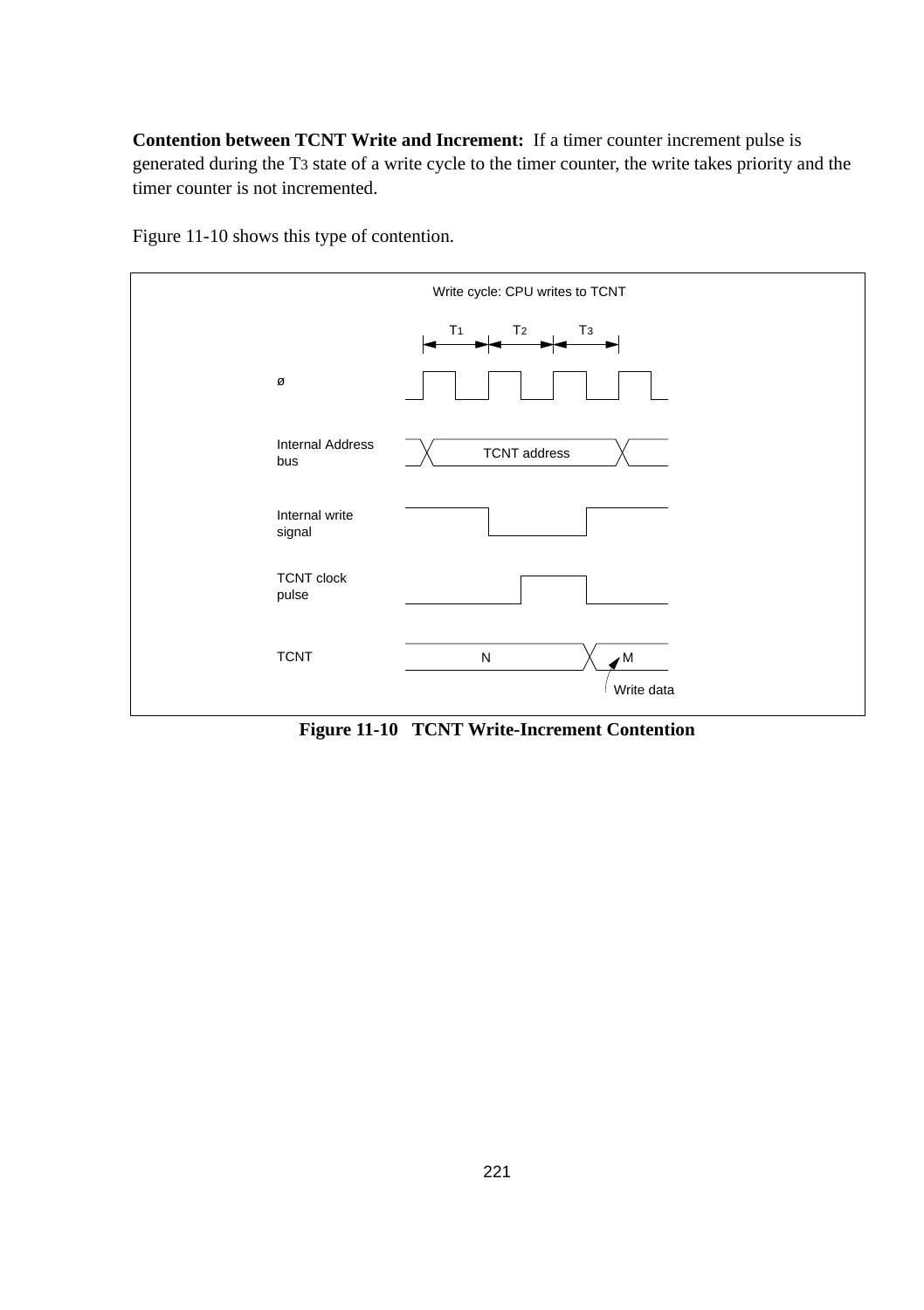**Contention between TCNT Write and Increment:** If a timer counter increment pulse is generated during the $T_3$ state of a write cycle to the timer counter, the write takes priority and the timer counter is not incremented.

Figure 11-10 shows this type of contention.

Write cycle: CPU writes to TCNT

$T_1$ $T_2$ $T_3$

ø

Internal Address bus — TCNT address

Internal write signal

TCNT clock pulse

TCNT — N — M

Write data

**Figure 11-10 TCNT Write-Increment Contention**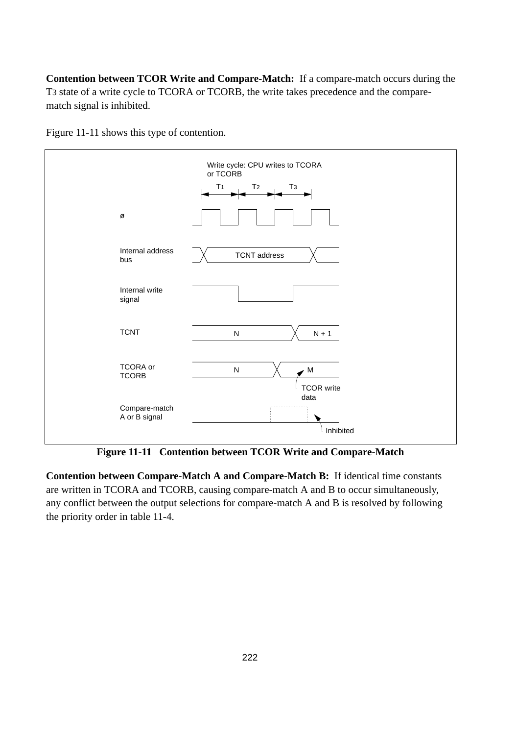**Contention between TCOR Write and Compare-Match:** If a compare-match occurs during the T3 state of a write cycle to TCORA or TCORB, the write takes precedence and the compare-match signal is inhibited.

Figure 11-11 shows this type of contention.

**Figure 11-11 Contention between TCOR Write and Compare-Match**

**Contention between Compare-Match A and Compare-Match B:** If identical time constants are written in TCORA and TCORB, causing compare-match A and B to occur simultaneously, any conflict between the output selections for compare-match A and B is resolved by following the priority order in table 11-4.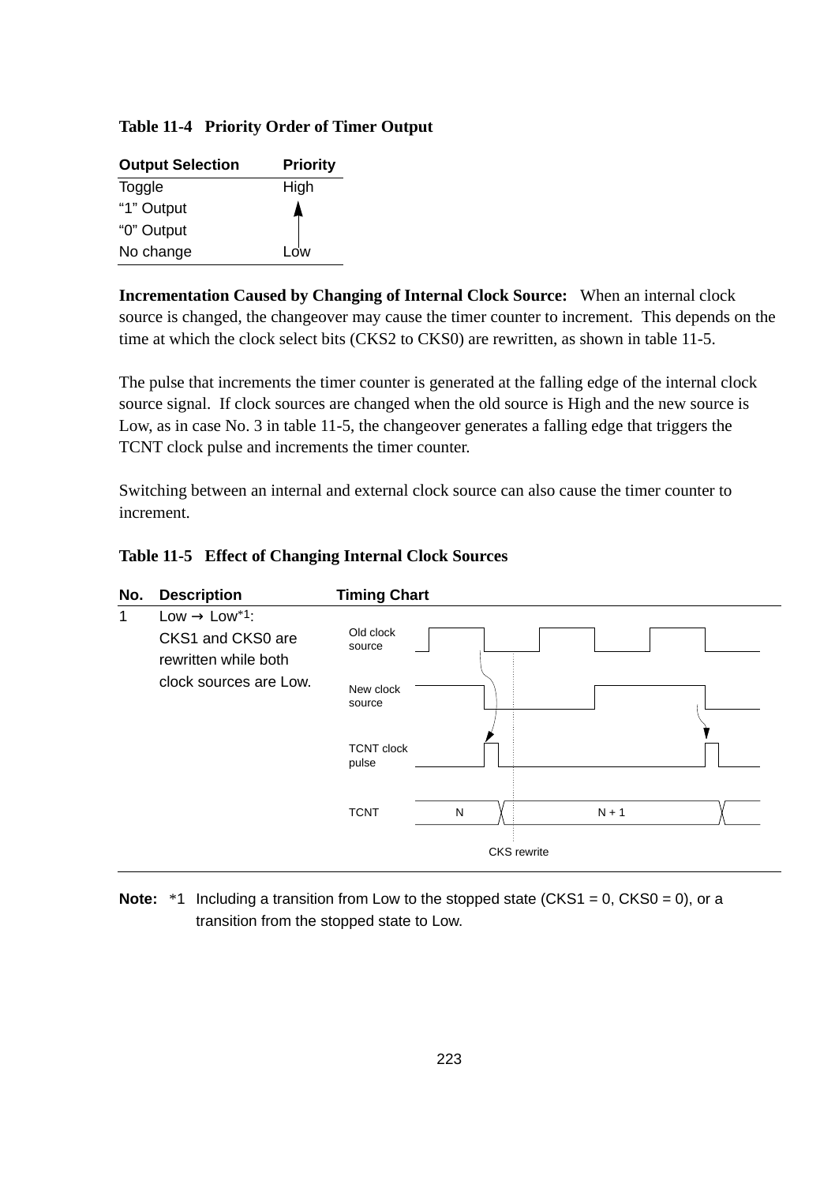**Table 11-4 Priority Order of Timer Output**

| Output Selection | Priority |
|---|---|
| Toggle | High |
| "1" Output | ↑ |
| "0" Output | |
| No change | Low |

**Incrementation Caused by Changing of Internal Clock Source:** When an internal clock source is changed, the changeover may cause the timer counter to increment. This depends on the time at which the clock select bits (CKS2 to CKS0) are rewritten, as shown in table 11-5.

The pulse that increments the timer counter is generated at the falling edge of the internal clock source signal. If clock sources are changed when the old source is High and the new source is Low, as in case No. 3 in table 11-5, the changeover generates a falling edge that triggers the TCNT clock pulse and increments the timer counter.

Switching between an internal and external clock source can also cause the timer counter to increment.

**Table 11-5 Effect of Changing Internal Clock Sources**

| No. | Description | Timing Chart |
|---|---|---|
| 1 | Low → Low*1: CKS1 and CKS0 are rewritten while both clock sources are Low. | Old clock source; New clock source; TCNT clock pulse; TCNT: N, N + 1; CKS rewrite |

**Note:** *1 Including a transition from Low to the stopped state (CKS1 = 0, CKS0 = 0), or a transition from the stopped state to Low.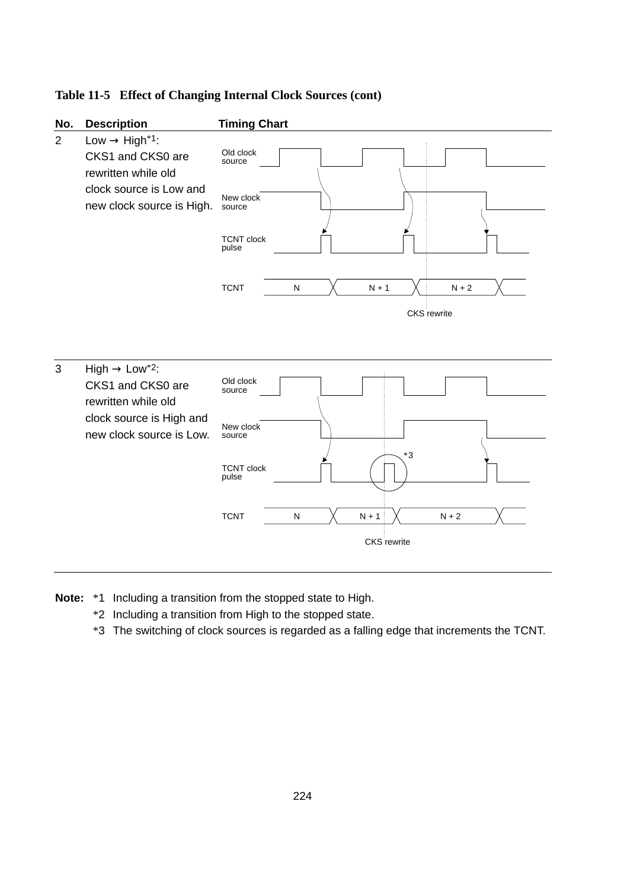**Table 11-5 Effect of Changing Internal Clock Sources (cont)**

| No. | Description | Timing Chart |
|---|---|---|
| 2 | Low → High*1: CKS1 and CKS0 are rewritten while old clock source is Low and new clock source is High. | Old clock source; New clock source; TCNT clock pulse; TCNT: N, N + 1, N + 2; CKS rewrite |
| 3 | High → Low*2: CKS1 and CKS0 are rewritten while old clock source is High and new clock source is Low. | Old clock source; New clock source; TCNT clock pulse (*3); TCNT: N, N + 1, N + 2; CKS rewrite |

**Note:** *1 Including a transition from the stopped state to High.

*2 Including a transition from High to the stopped state.

*3 The switching of clock sources is regarded as a falling edge that increments the TCNT.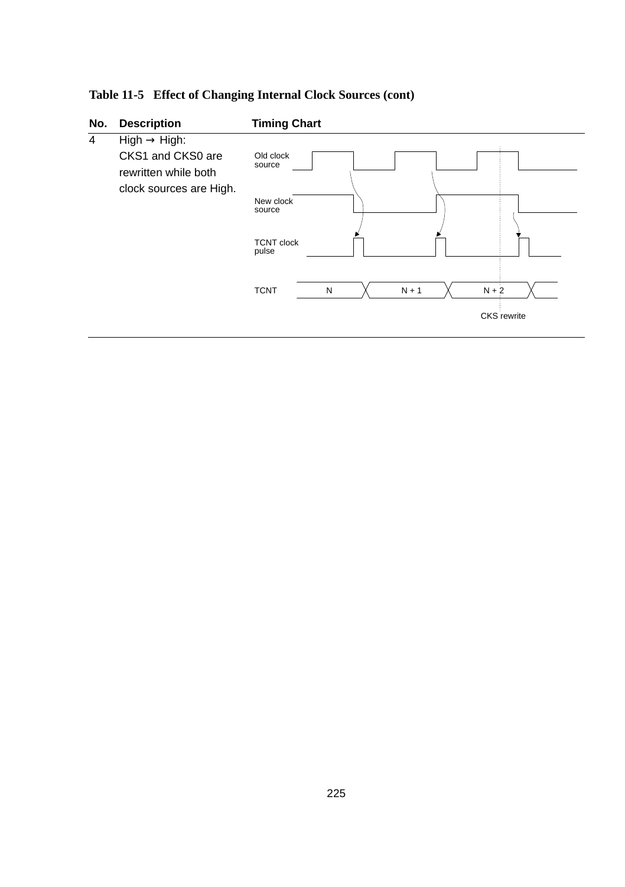**Table 11-5 Effect of Changing Internal Clock Sources (cont)**

| No. | Description | Timing Chart |
|---|---|---|
| 4 | High → High: CKS1 and CKS0 are rewritten while both clock sources are High. | Old clock source<br>New clock source<br>TCNT clock pulse<br>TCNT N N + 1 N + 2<br>CKS rewrite |